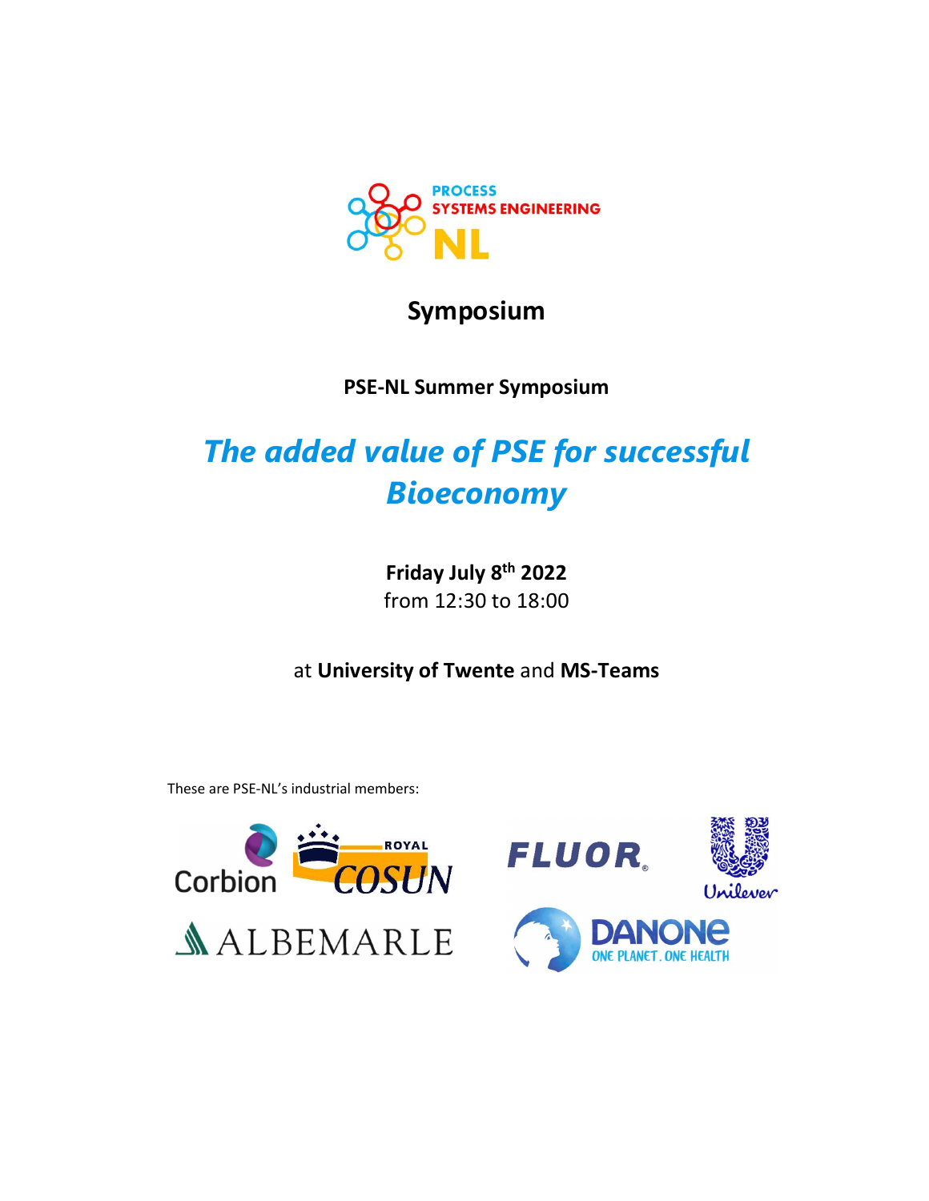# Symposium

**PSE-NL Summer Symposium**

## *The added value of PSE for successful Bioeconomy*

**Friday July 8th 2022**
from 12:30 to 18:00

at **University of Twente** and **MS-Teams**

These are PSE-NL's industrial members: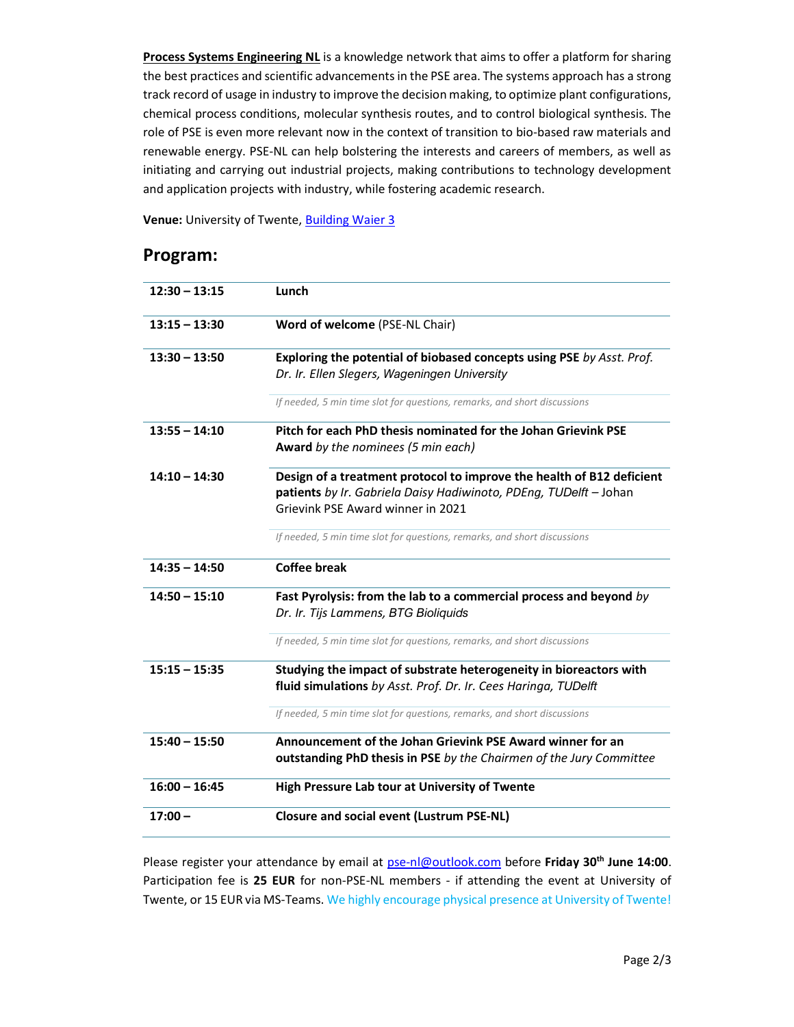**Process Systems Engineering NL** is a knowledge network that aims to offer a platform for sharing the best practices and scientific advancements in the PSE area. The systems approach has a strong track record of usage in industry to improve the decision making, to optimize plant configurations, chemical process conditions, molecular synthesis routes, and to control biological synthesis. The role of PSE is even more relevant now in the context of transition to bio-based raw materials and renewable energy. PSE-NL can help bolstering the interests and careers of members, as well as initiating and carrying out industrial projects, making contributions to technology development and application projects with industry, while fostering academic research.

**Venue:** University of Twente, Building Waier 3

## Program:

| | |
|---|---|
| **12:30 – 13:15** | **Lunch** |
| **13:15 – 13:30** | **Word of welcome** (PSE-NL Chair) |
| **13:30 – 13:50** | **Exploring the potential of biobased concepts using PSE** *by Asst. Prof. Dr. Ir. Ellen Slegers, Wageningen University* |
| | *If needed, 5 min time slot for questions, remarks, and short discussions* |
| **13:55 – 14:10** | **Pitch for each PhD thesis nominated for the Johan Grievink PSE Award** *by the nominees (5 min each)* |
| **14:10 – 14:30** | **Design of a treatment protocol to improve the health of B12 deficient patients** *by Ir. Gabriela Daisy Hadiwinoto, PDEng, TUDelft* – Johan Grievink PSE Award winner in 2021 |
| | *If needed, 5 min time slot for questions, remarks, and short discussions* |
| **14:35 – 14:50** | **Coffee break** |
| **14:50 – 15:10** | **Fast Pyrolysis: from the lab to a commercial process and beyond** *by Dr. Ir. Tijs Lammens, BTG Bioliquids* |
| | *If needed, 5 min time slot for questions, remarks, and short discussions* |
| **15:15 – 15:35** | **Studying the impact of substrate heterogeneity in bioreactors with fluid simulations** *by Asst. Prof. Dr. Ir. Cees Haringa, TUDelft* |
| | *If needed, 5 min time slot for questions, remarks, and short discussions* |
| **15:40 – 15:50** | **Announcement of the Johan Grievink PSE Award winner for an outstanding PhD thesis in PSE** *by the Chairmen of the Jury Committee* |
| **16:00 – 16:45** | **High Pressure Lab tour at University of Twente** |
| **17:00 –** | **Closure and social event (Lustrum PSE-NL)** |

Please register your attendance by email at pse-nl@outlook.com before **Friday 30th June 14:00**. Participation fee is **25 EUR** for non-PSE-NL members - if attending the event at University of Twente, or 15 EUR via MS-Teams. We highly encourage physical presence at University of Twente!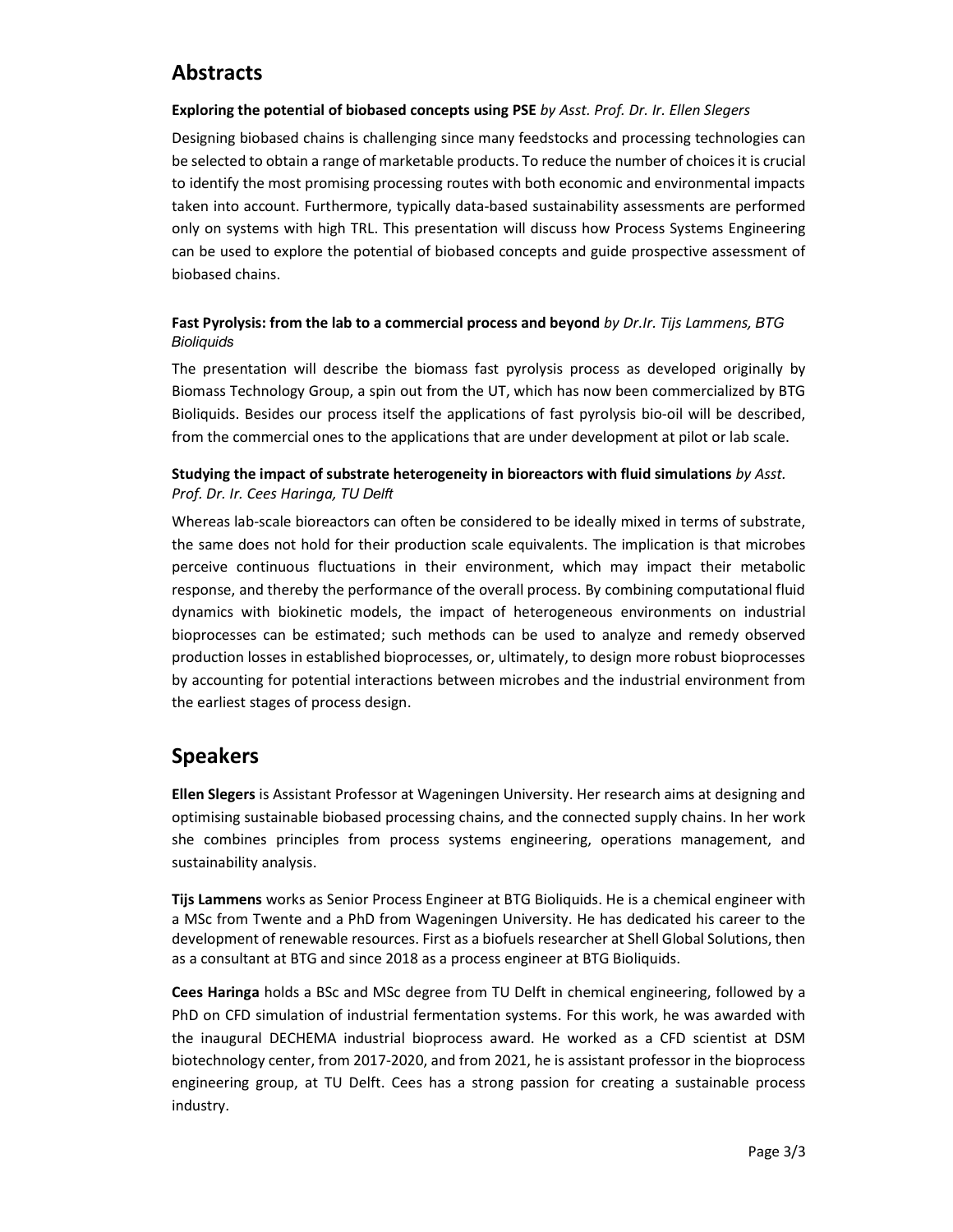## Abstracts

**Exploring the potential of biobased concepts using PSE** *by Asst. Prof. Dr. Ir. Ellen Slegers*

Designing biobased chains is challenging since many feedstocks and processing technologies can be selected to obtain a range of marketable products. To reduce the number of choices it is crucial to identify the most promising processing routes with both economic and environmental impacts taken into account. Furthermore, typically data-based sustainability assessments are performed only on systems with high TRL. This presentation will discuss how Process Systems Engineering can be used to explore the potential of biobased concepts and guide prospective assessment of biobased chains.

**Fast Pyrolysis: from the lab to a commercial process and beyond** *by Dr.Ir. Tijs Lammens, BTG Bioliquids*

The presentation will describe the biomass fast pyrolysis process as developed originally by Biomass Technology Group, a spin out from the UT, which has now been commercialized by BTG Bioliquids. Besides our process itself the applications of fast pyrolysis bio-oil will be described, from the commercial ones to the applications that are under development at pilot or lab scale.

**Studying the impact of substrate heterogeneity in bioreactors with fluid simulations** *by Asst. Prof. Dr. Ir. Cees Haringa, TU Delft*

Whereas lab-scale bioreactors can often be considered to be ideally mixed in terms of substrate, the same does not hold for their production scale equivalents. The implication is that microbes perceive continuous fluctuations in their environment, which may impact their metabolic response, and thereby the performance of the overall process. By combining computational fluid dynamics with biokinetic models, the impact of heterogeneous environments on industrial bioprocesses can be estimated; such methods can be used to analyze and remedy observed production losses in established bioprocesses, or, ultimately, to design more robust bioprocesses by accounting for potential interactions between microbes and the industrial environment from the earliest stages of process design.

## Speakers

**Ellen Slegers** is Assistant Professor at Wageningen University. Her research aims at designing and optimising sustainable biobased processing chains, and the connected supply chains. In her work she combines principles from process systems engineering, operations management, and sustainability analysis.

**Tijs Lammens** works as Senior Process Engineer at BTG Bioliquids. He is a chemical engineer with a MSc from Twente and a PhD from Wageningen University. He has dedicated his career to the development of renewable resources. First as a biofuels researcher at Shell Global Solutions, then as a consultant at BTG and since 2018 as a process engineer at BTG Bioliquids.

**Cees Haringa** holds a BSc and MSc degree from TU Delft in chemical engineering, followed by a PhD on CFD simulation of industrial fermentation systems. For this work, he was awarded with the inaugural DECHEMA industrial bioprocess award. He worked as a CFD scientist at DSM biotechnology center, from 2017-2020, and from 2021, he is assistant professor in the bioprocess engineering group, at TU Delft. Cees has a strong passion for creating a sustainable process industry.